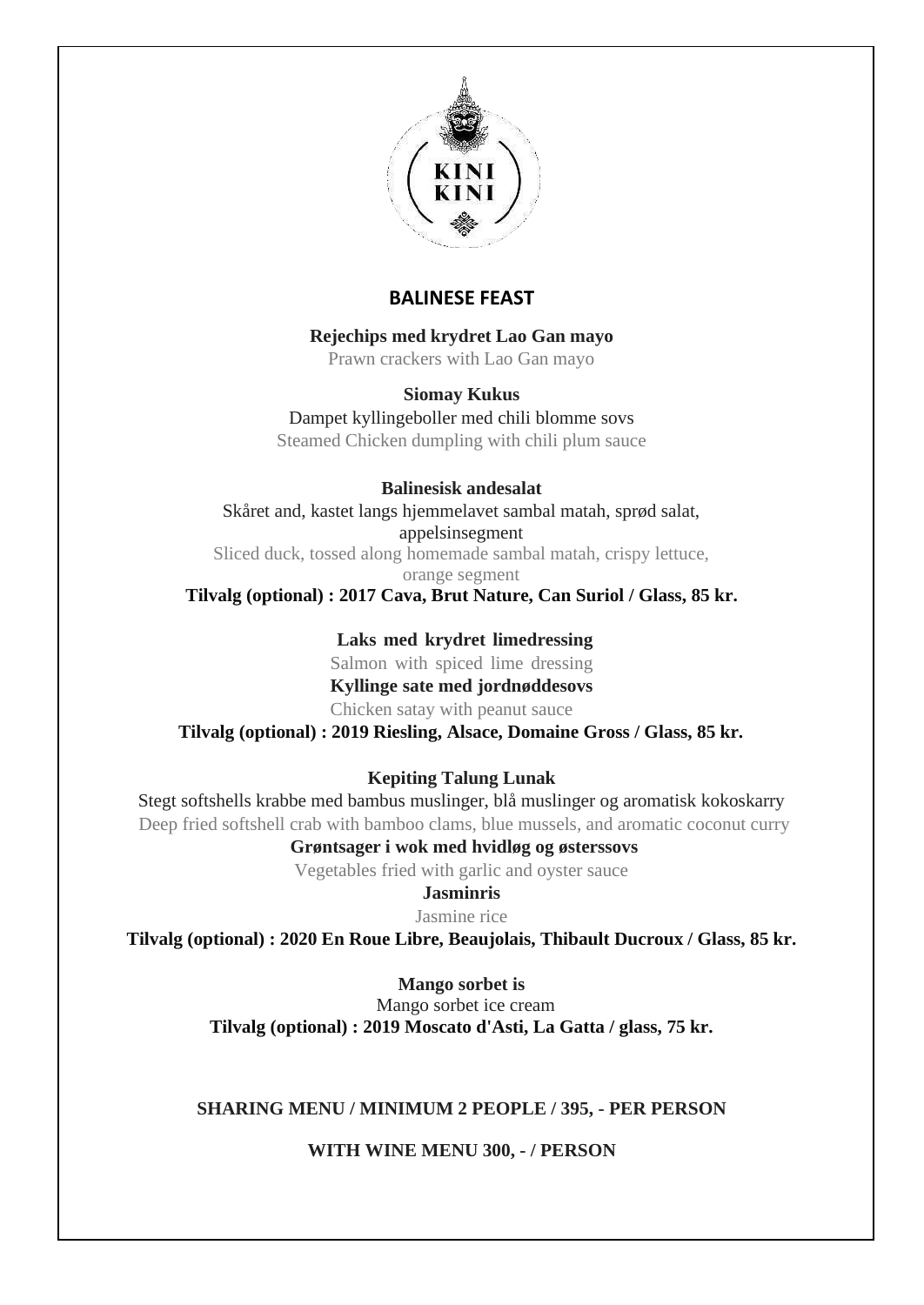KINI KINI

# BALINESE FEAST

**Rejechips med krydret Lao Gan mayo**
Prawn crackers with Lao Gan mayo

**Siomay Kukus**
Dampet kyllingeboller med chili blomme sovs
Steamed Chicken dumpling with chili plum sauce

**Balinesisk andesalat**
Skåret and, kastet langs hjemmelavet sambal matah, sprød salat, appelsinsegment
Sliced duck, tossed along homemade sambal matah, crispy lettuce, orange segment
**Tilvalg (optional) : 2017 Cava, Brut Nature, Can Suriol / Glass, 85 kr.**

**Laks med krydret limedressing**
Salmon with spiced lime dressing
**Kyllinge sate med jordnøddesovs**
Chicken satay with peanut sauce
**Tilvalg (optional) : 2019 Riesling, Alsace, Domaine Gross / Glass, 85 kr.**

**Kepiting Talung Lunak**
Stegt softshells krabbe med bambus muslinger, blå muslinger og aromatisk kokoskarry
Deep fried softshell crab with bamboo clams, blue mussels, and aromatic coconut curry
**Grøntsager i wok med hvidløg og østerssovs**
Vegetables fried with garlic and oyster sauce
**Jasminris**
Jasmine rice
**Tilvalg (optional) : 2020 En Roue Libre, Beaujolais, Thibault Ducroux / Glass, 85 kr.**

**Mango sorbet is**
Mango sorbet ice cream
**Tilvalg (optional) : 2019 Moscato d'Asti, La Gatta / glass, 75 kr.**

**SHARING MENU / MINIMUM 2 PEOPLE / 395, - PER PERSON**

**WITH WINE MENU 300, - / PERSON**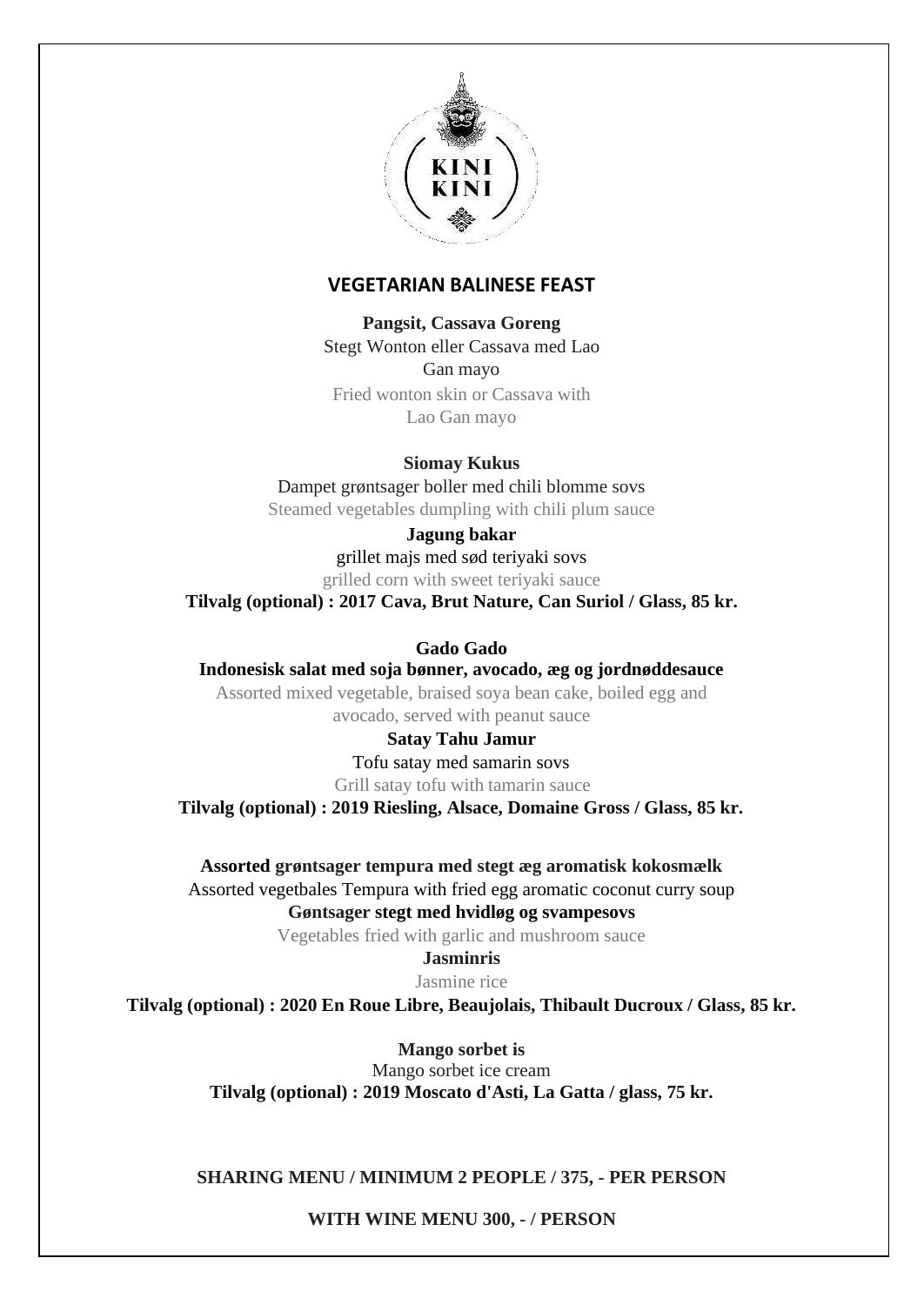KINI KINI

## VEGETARIAN BALINESE FEAST

**Pangsit, Cassava Goreng**
Stegt Wonton eller Cassava med Lao Gan mayo
Fried wonton skin or Cassava with Lao Gan mayo

**Siomay Kukus**
Dampet grøntsager boller med chili blomme sovs
Steamed vegetables dumpling with chili plum sauce

**Jagung bakar**
grillet majs med sød teriyaki sovs
grilled corn with sweet teriyaki sauce

**Tilvalg (optional) : 2017 Cava, Brut Nature, Can Suriol / Glass, 85 kr.**

**Gado Gado**
**Indonesisk salat med soja bønner, avocado, æg og jordnøddesauce**
Assorted mixed vegetable, braised soya bean cake, boiled egg and avocado, served with peanut sauce

**Satay Tahu Jamur**
Tofu satay med samarin sovs
Grill satay tofu with tamarin sauce

**Tilvalg (optional) : 2019 Riesling, Alsace, Domaine Gross / Glass, 85 kr.**

**Assorted grøntsager tempura med stegt æg aromatisk kokosmælk**
Assorted vegetbales Tempura with fried egg aromatic coconut curry soup

**Gøntsager stegt med hvidløg og svampesovs**
Vegetables fried with garlic and mushroom sauce

**Jasminris**
Jasmine rice

**Tilvalg (optional) : 2020 En Roue Libre, Beaujolais, Thibault Ducroux / Glass, 85 kr.**

**Mango sorbet is**
Mango sorbet ice cream

**Tilvalg (optional) : 2019 Moscato d'Asti, La Gatta / glass, 75 kr.**

**SHARING MENU / MINIMUM 2 PEOPLE / 375, - PER PERSON**

**WITH WINE MENU 300, - / PERSON**